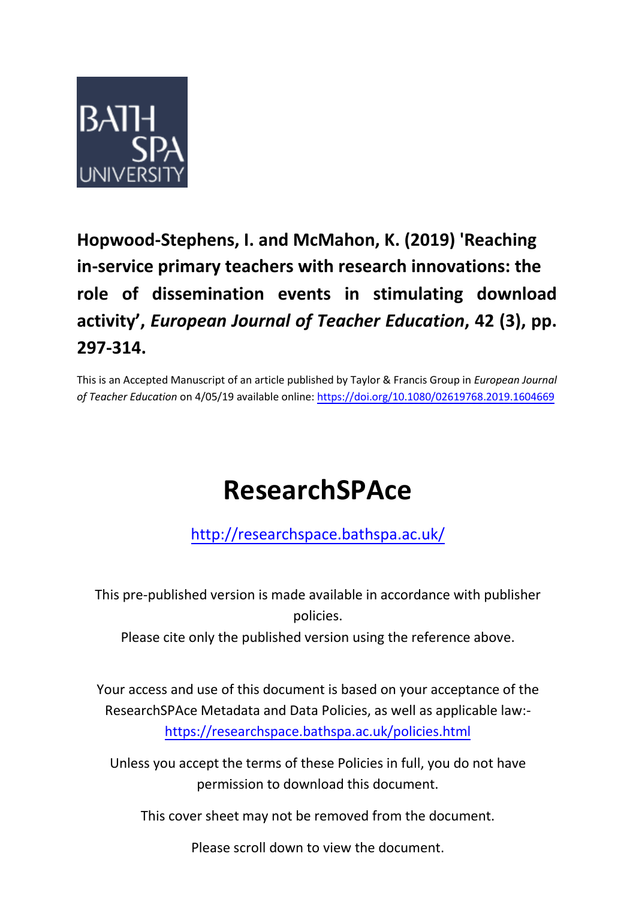**Hopwood-Stephens, I. and McMahon, K. (2019) 'Reaching in-service primary teachers with research innovations: the role of dissemination events in stimulating download activity',** ***European Journal of Teacher Education*****, 42 (3), pp. 297-314.**

This is an Accepted Manuscript of an article published by Taylor & Francis Group in *European Journal of Teacher Education* on 4/05/19 available online: https://doi.org/10.1080/02619768.2019.1604669

# ResearchSPAce

http://researchspace.bathspa.ac.uk/

This pre-published version is made available in accordance with publisher policies.

Please cite only the published version using the reference above.

Your access and use of this document is based on your acceptance of the ResearchSPAce Metadata and Data Policies, as well as applicable law:- https://researchspace.bathspa.ac.uk/policies.html

Unless you accept the terms of these Policies in full, you do not have permission to download this document.

This cover sheet may not be removed from the document.

Please scroll down to view the document.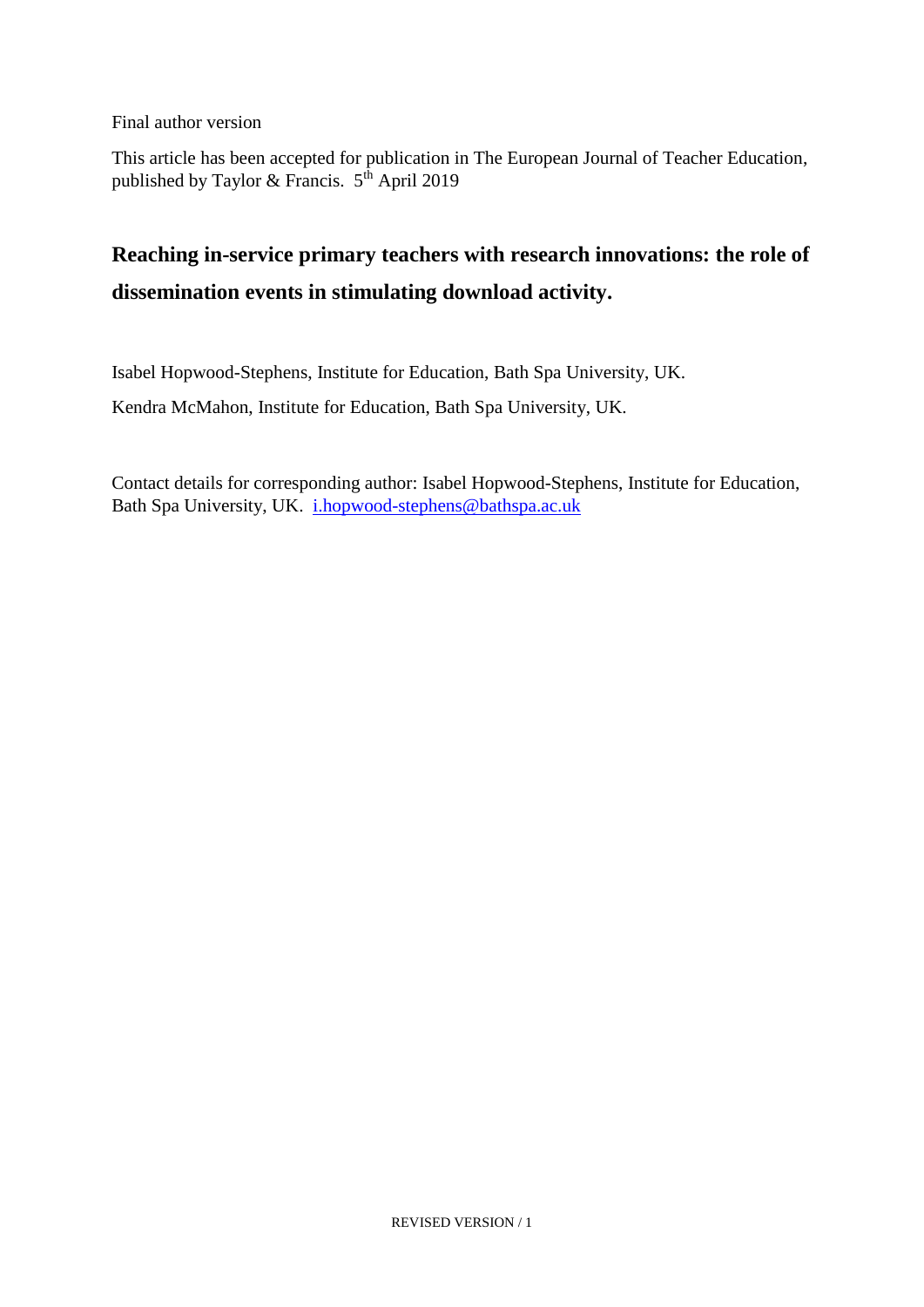Final author version

This article has been accepted for publication in The European Journal of Teacher Education, published by Taylor & Francis. 5th April 2019

# Reaching in-service primary teachers with research innovations: the role of dissemination events in stimulating download activity.

Isabel Hopwood-Stephens, Institute for Education, Bath Spa University, UK.

Kendra McMahon, Institute for Education, Bath Spa University, UK.

Contact details for corresponding author: Isabel Hopwood-Stephens, Institute for Education, Bath Spa University, UK. i.hopwood-stephens@bathspa.ac.uk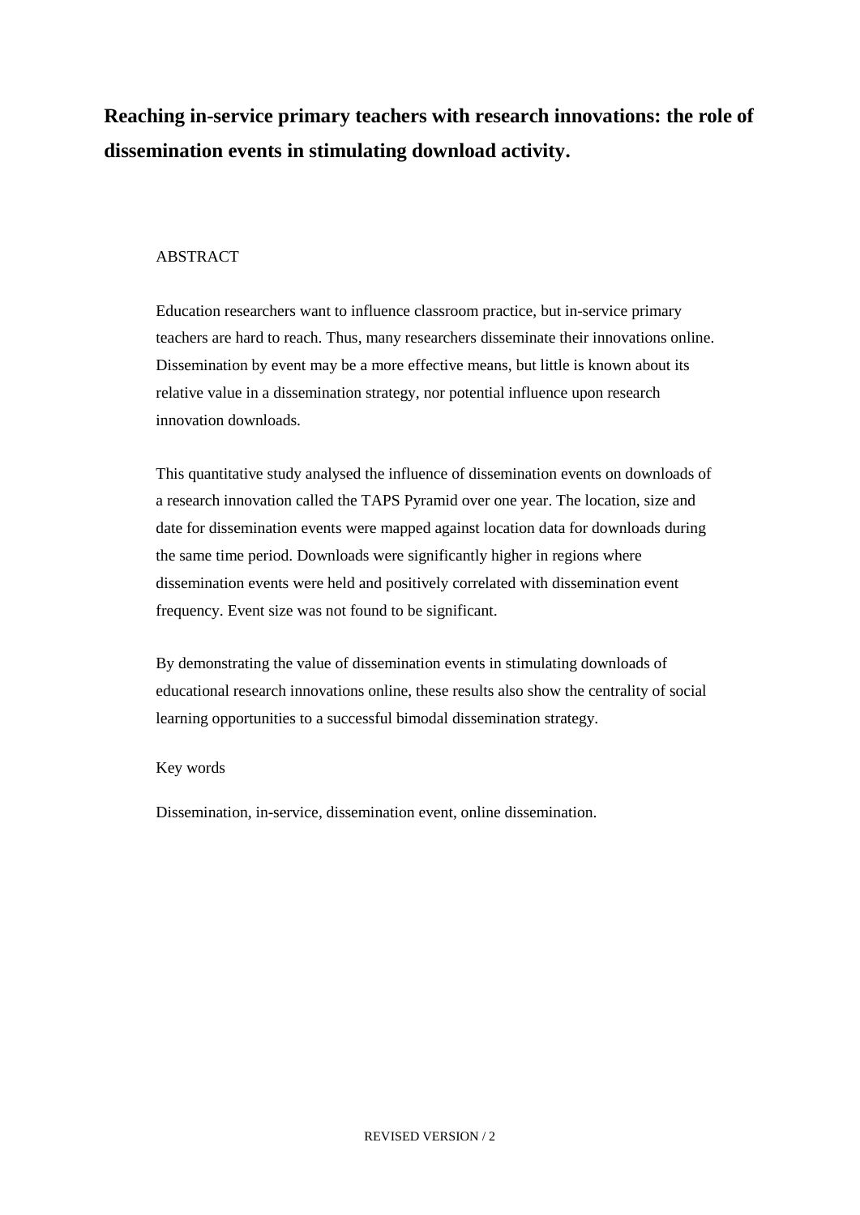# Reaching in-service primary teachers with research innovations: the role of dissemination events in stimulating download activity.

ABSTRACT

Education researchers want to influence classroom practice, but in-service primary teachers are hard to reach. Thus, many researchers disseminate their innovations online. Dissemination by event may be a more effective means, but little is known about its relative value in a dissemination strategy, nor potential influence upon research innovation downloads.

This quantitative study analysed the influence of dissemination events on downloads of a research innovation called the TAPS Pyramid over one year. The location, size and date for dissemination events were mapped against location data for downloads during the same time period. Downloads were significantly higher in regions where dissemination events were held and positively correlated with dissemination event frequency. Event size was not found to be significant.

By demonstrating the value of dissemination events in stimulating downloads of educational research innovations online, these results also show the centrality of social learning opportunities to a successful bimodal dissemination strategy.

Key words

Dissemination, in-service, dissemination event, online dissemination.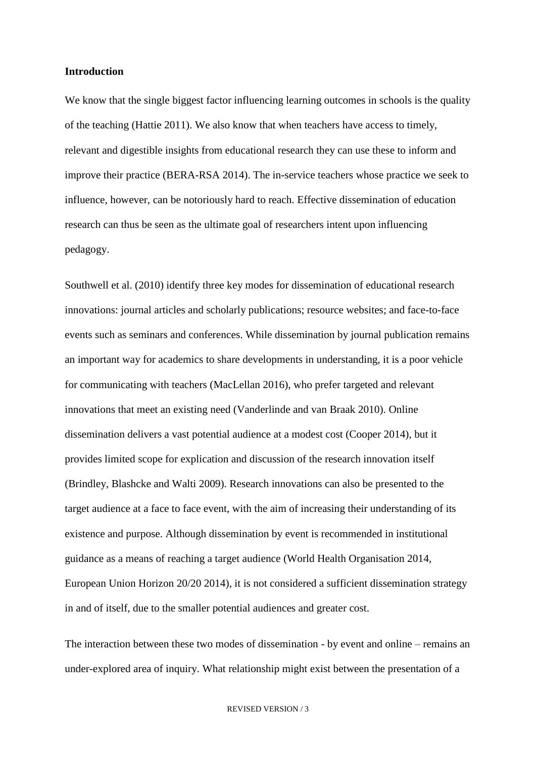**Introduction**

We know that the single biggest factor influencing learning outcomes in schools is the quality of the teaching (Hattie 2011). We also know that when teachers have access to timely, relevant and digestible insights from educational research they can use these to inform and improve their practice (BERA-RSA 2014). The in-service teachers whose practice we seek to influence, however, can be notoriously hard to reach. Effective dissemination of education research can thus be seen as the ultimate goal of researchers intent upon influencing pedagogy.

Southwell et al. (2010) identify three key modes for dissemination of educational research innovations: journal articles and scholarly publications; resource websites; and face-to-face events such as seminars and conferences. While dissemination by journal publication remains an important way for academics to share developments in understanding, it is a poor vehicle for communicating with teachers (MacLellan 2016), who prefer targeted and relevant innovations that meet an existing need (Vanderlinde and van Braak 2010). Online dissemination delivers a vast potential audience at a modest cost (Cooper 2014), but it provides limited scope for explication and discussion of the research innovation itself (Brindley, Blashcke and Walti 2009). Research innovations can also be presented to the target audience at a face to face event, with the aim of increasing their understanding of its existence and purpose. Although dissemination by event is recommended in institutional guidance as a means of reaching a target audience (World Health Organisation 2014, European Union Horizon 20/20 2014), it is not considered a sufficient dissemination strategy in and of itself, due to the smaller potential audiences and greater cost.

The interaction between these two modes of dissemination - by event and online – remains an under-explored area of inquiry. What relationship might exist between the presentation of a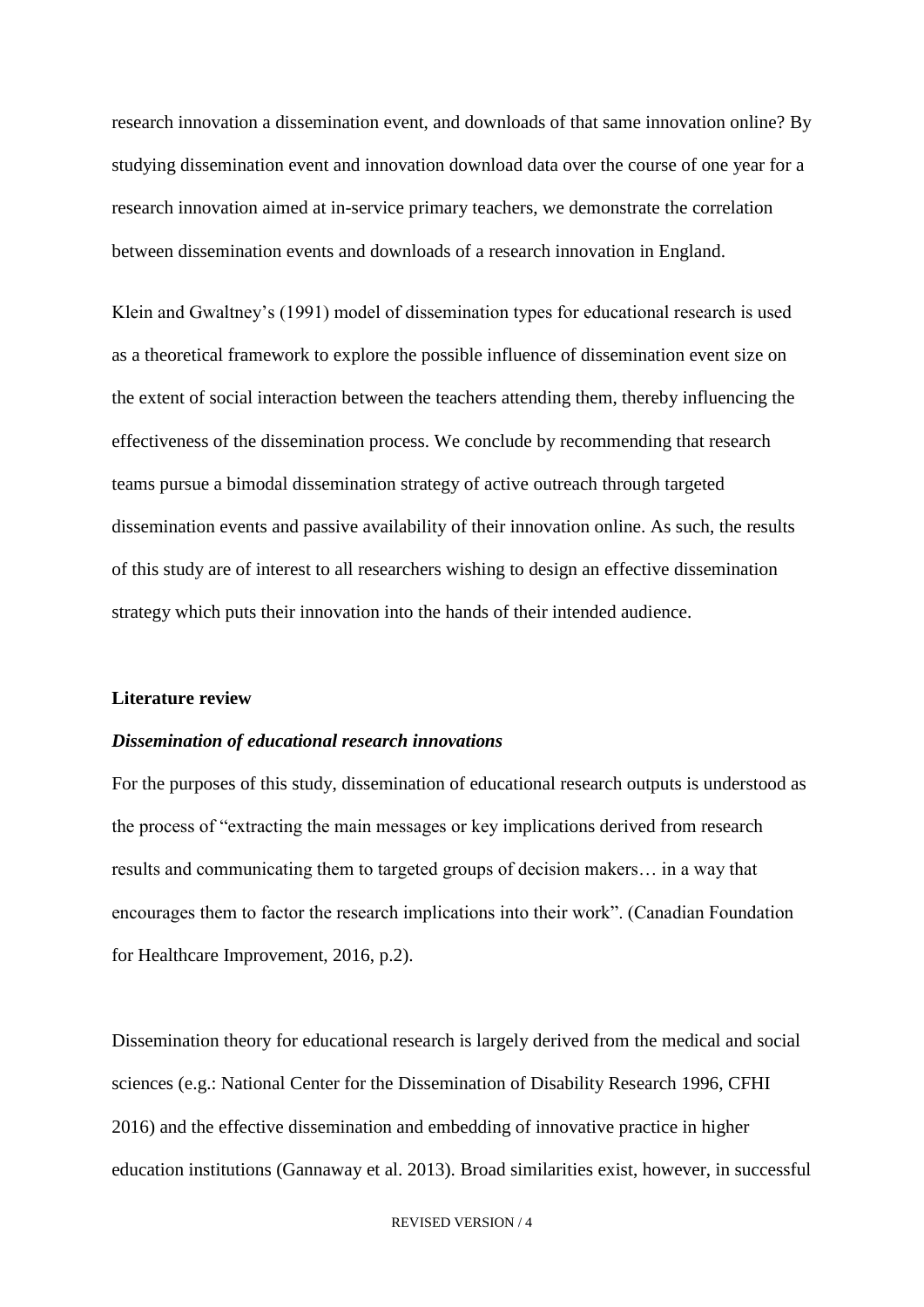research innovation a dissemination event, and downloads of that same innovation online? By studying dissemination event and innovation download data over the course of one year for a research innovation aimed at in-service primary teachers, we demonstrate the correlation between dissemination events and downloads of a research innovation in England.

Klein and Gwaltney's (1991) model of dissemination types for educational research is used as a theoretical framework to explore the possible influence of dissemination event size on the extent of social interaction between the teachers attending them, thereby influencing the effectiveness of the dissemination process. We conclude by recommending that research teams pursue a bimodal dissemination strategy of active outreach through targeted dissemination events and passive availability of their innovation online. As such, the results of this study are of interest to all researchers wishing to design an effective dissemination strategy which puts their innovation into the hands of their intended audience.

## Literature review

### *Dissemination of educational research innovations*

For the purposes of this study, dissemination of educational research outputs is understood as the process of "extracting the main messages or key implications derived from research results and communicating them to targeted groups of decision makers… in a way that encourages them to factor the research implications into their work". (Canadian Foundation for Healthcare Improvement, 2016, p.2).

Dissemination theory for educational research is largely derived from the medical and social sciences (e.g.: National Center for the Dissemination of Disability Research 1996, CFHI 2016) and the effective dissemination and embedding of innovative practice in higher education institutions (Gannaway et al. 2013). Broad similarities exist, however, in successful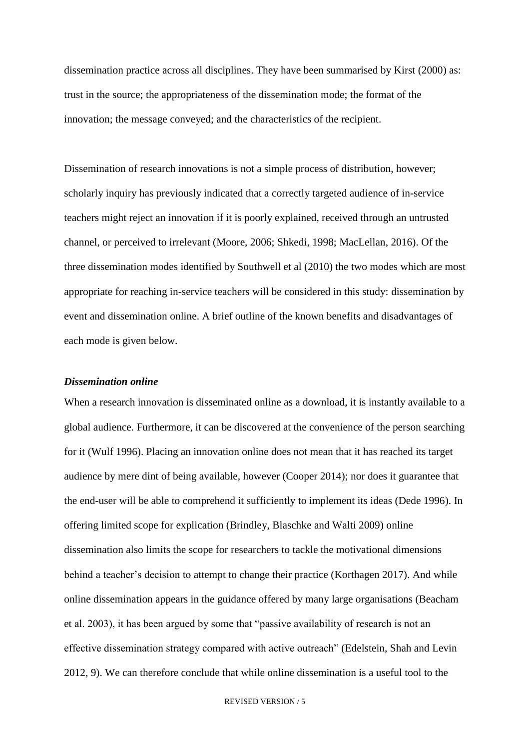dissemination practice across all disciplines. They have been summarised by Kirst (2000) as: trust in the source; the appropriateness of the dissemination mode; the format of the innovation; the message conveyed; and the characteristics of the recipient.

Dissemination of research innovations is not a simple process of distribution, however; scholarly inquiry has previously indicated that a correctly targeted audience of in-service teachers might reject an innovation if it is poorly explained, received through an untrusted channel, or perceived to irrelevant (Moore, 2006; Shkedi, 1998; MacLellan, 2016). Of the three dissemination modes identified by Southwell et al (2010) the two modes which are most appropriate for reaching in-service teachers will be considered in this study: dissemination by event and dissemination online. A brief outline of the known benefits and disadvantages of each mode is given below.

***Dissemination online***

When a research innovation is disseminated online as a download, it is instantly available to a global audience. Furthermore, it can be discovered at the convenience of the person searching for it (Wulf 1996). Placing an innovation online does not mean that it has reached its target audience by mere dint of being available, however (Cooper 2014); nor does it guarantee that the end-user will be able to comprehend it sufficiently to implement its ideas (Dede 1996). In offering limited scope for explication (Brindley, Blaschke and Walti 2009) online dissemination also limits the scope for researchers to tackle the motivational dimensions behind a teacher's decision to attempt to change their practice (Korthagen 2017). And while online dissemination appears in the guidance offered by many large organisations (Beacham et al. 2003), it has been argued by some that "passive availability of research is not an effective dissemination strategy compared with active outreach" (Edelstein, Shah and Levin 2012, 9). We can therefore conclude that while online dissemination is a useful tool to the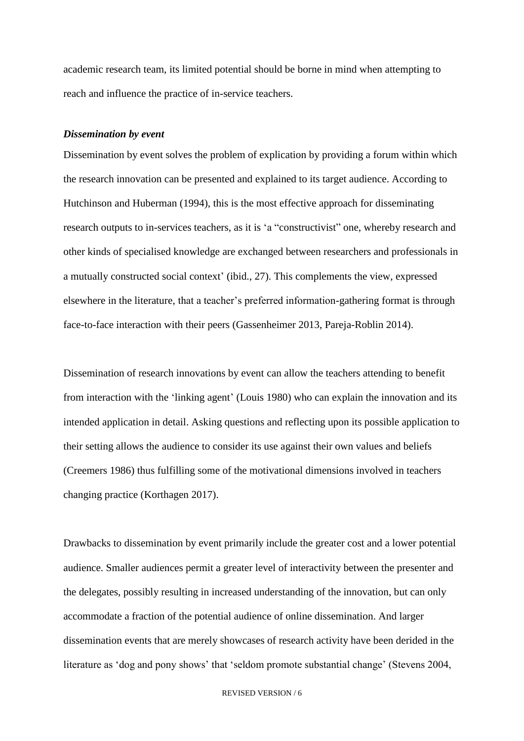academic research team, its limited potential should be borne in mind when attempting to reach and influence the practice of in-service teachers.

***Dissemination by event***

Dissemination by event solves the problem of explication by providing a forum within which the research innovation can be presented and explained to its target audience. According to Hutchinson and Huberman (1994), this is the most effective approach for disseminating research outputs to in-services teachers, as it is 'a "constructivist" one, whereby research and other kinds of specialised knowledge are exchanged between researchers and professionals in a mutually constructed social context' (ibid., 27). This complements the view, expressed elsewhere in the literature, that a teacher's preferred information-gathering format is through face-to-face interaction with their peers (Gassenheimer 2013, Pareja-Roblin 2014).

Dissemination of research innovations by event can allow the teachers attending to benefit from interaction with the 'linking agent' (Louis 1980) who can explain the innovation and its intended application in detail. Asking questions and reflecting upon its possible application to their setting allows the audience to consider its use against their own values and beliefs (Creemers 1986) thus fulfilling some of the motivational dimensions involved in teachers changing practice (Korthagen 2017).

Drawbacks to dissemination by event primarily include the greater cost and a lower potential audience. Smaller audiences permit a greater level of interactivity between the presenter and the delegates, possibly resulting in increased understanding of the innovation, but can only accommodate a fraction of the potential audience of online dissemination. And larger dissemination events that are merely showcases of research activity have been derided in the literature as 'dog and pony shows' that 'seldom promote substantial change' (Stevens 2004,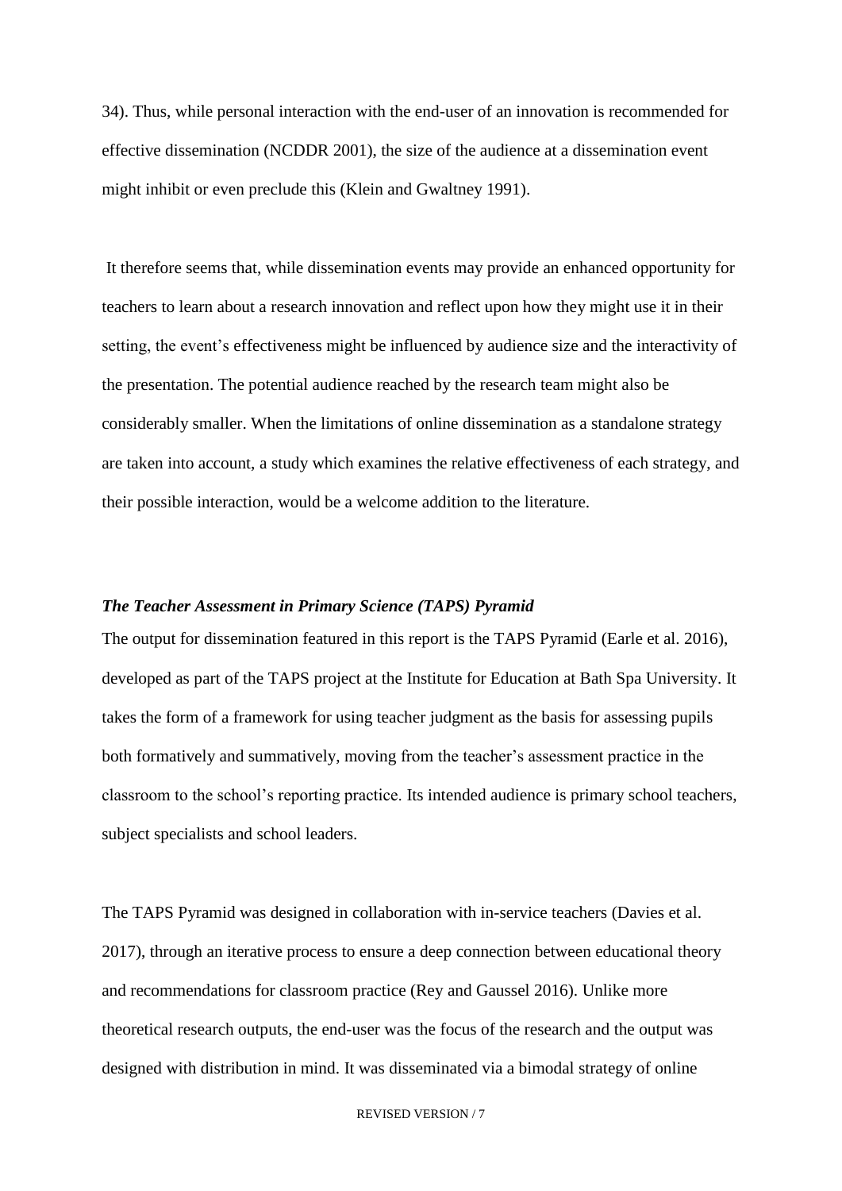34). Thus, while personal interaction with the end-user of an innovation is recommended for effective dissemination (NCDDR 2001), the size of the audience at a dissemination event might inhibit or even preclude this (Klein and Gwaltney 1991).

It therefore seems that, while dissemination events may provide an enhanced opportunity for teachers to learn about a research innovation and reflect upon how they might use it in their setting, the event's effectiveness might be influenced by audience size and the interactivity of the presentation. The potential audience reached by the research team might also be considerably smaller. When the limitations of online dissemination as a standalone strategy are taken into account, a study which examines the relative effectiveness of each strategy, and their possible interaction, would be a welcome addition to the literature.

### *The Teacher Assessment in Primary Science (TAPS) Pyramid*

The output for dissemination featured in this report is the TAPS Pyramid (Earle et al. 2016), developed as part of the TAPS project at the Institute for Education at Bath Spa University. It takes the form of a framework for using teacher judgment as the basis for assessing pupils both formatively and summatively, moving from the teacher's assessment practice in the classroom to the school's reporting practice. Its intended audience is primary school teachers, subject specialists and school leaders.

The TAPS Pyramid was designed in collaboration with in-service teachers (Davies et al. 2017), through an iterative process to ensure a deep connection between educational theory and recommendations for classroom practice (Rey and Gaussel 2016). Unlike more theoretical research outputs, the end-user was the focus of the research and the output was designed with distribution in mind. It was disseminated via a bimodal strategy of online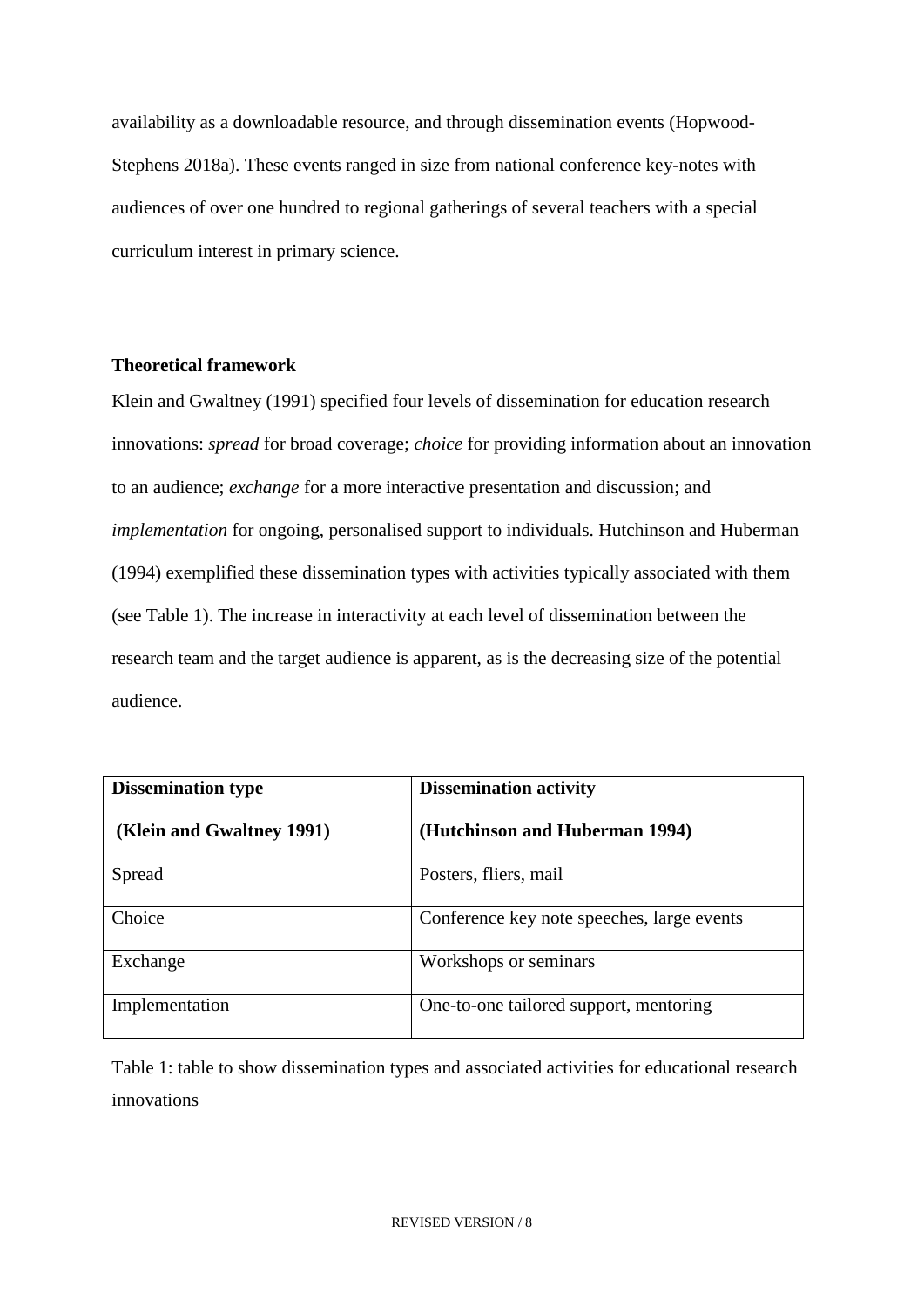availability as a downloadable resource, and through dissemination events (Hopwood-Stephens 2018a). These events ranged in size from national conference key-notes with audiences of over one hundred to regional gatherings of several teachers with a special curriculum interest in primary science.

**Theoretical framework**

Klein and Gwaltney (1991) specified four levels of dissemination for education research innovations: *spread* for broad coverage; *choice* for providing information about an innovation to an audience; *exchange* for a more interactive presentation and discussion; and *implementation* for ongoing, personalised support to individuals. Hutchinson and Huberman (1994) exemplified these dissemination types with activities typically associated with them (see Table 1). The increase in interactivity at each level of dissemination between the research team and the target audience is apparent, as is the decreasing size of the potential audience.

| **Dissemination type (Klein and Gwaltney 1991)** | **Dissemination activity (Hutchinson and Huberman 1994)** |
|---|---|
| Spread | Posters, fliers, mail |
| Choice | Conference key note speeches, large events |
| Exchange | Workshops or seminars |
| Implementation | One-to-one tailored support, mentoring |

Table 1: table to show dissemination types and associated activities for educational research innovations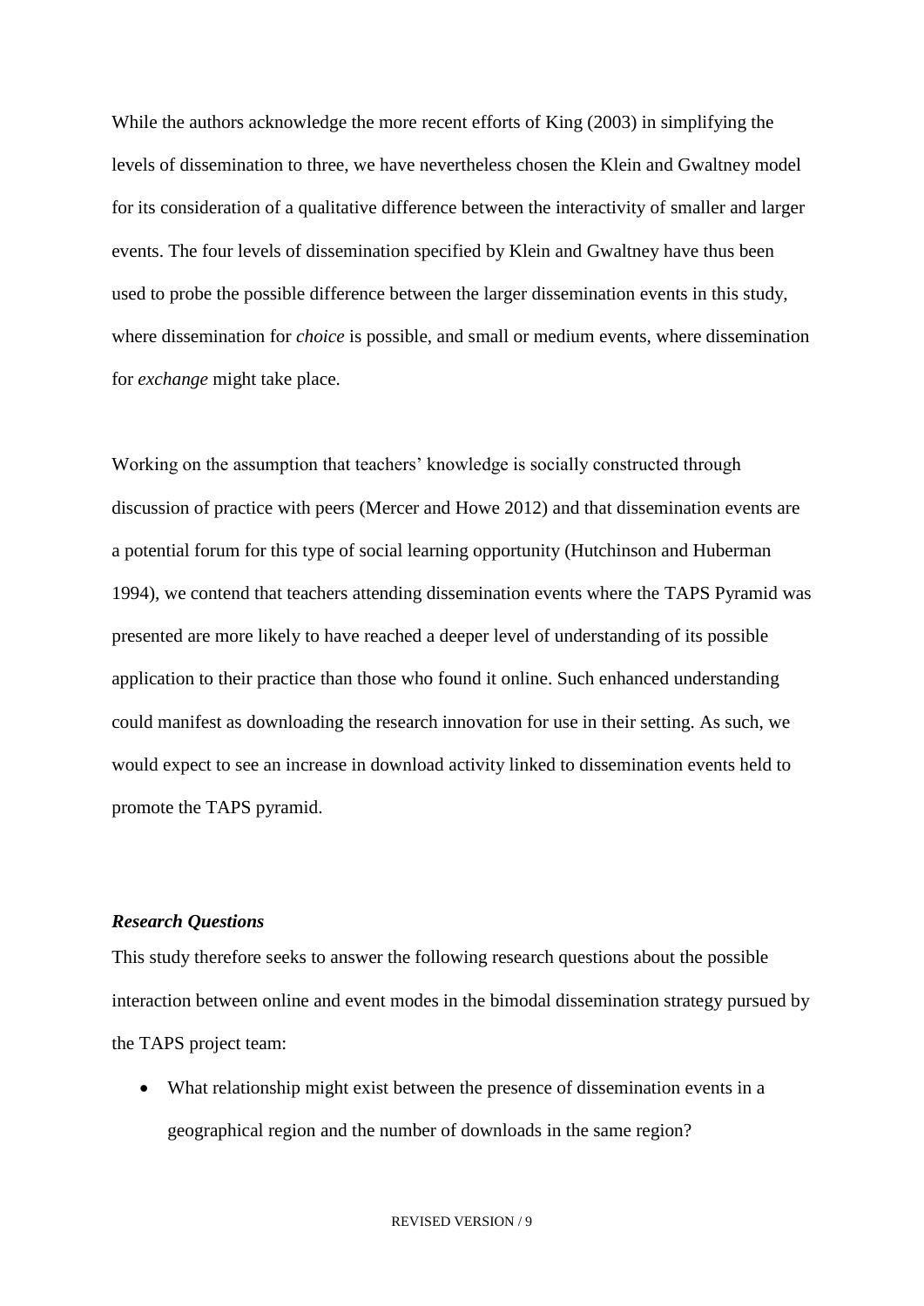While the authors acknowledge the more recent efforts of King (2003) in simplifying the levels of dissemination to three, we have nevertheless chosen the Klein and Gwaltney model for its consideration of a qualitative difference between the interactivity of smaller and larger events. The four levels of dissemination specified by Klein and Gwaltney have thus been used to probe the possible difference between the larger dissemination events in this study, where dissemination for *choice* is possible, and small or medium events, where dissemination for *exchange* might take place.

Working on the assumption that teachers' knowledge is socially constructed through discussion of practice with peers (Mercer and Howe 2012) and that dissemination events are a potential forum for this type of social learning opportunity (Hutchinson and Huberman 1994), we contend that teachers attending dissemination events where the TAPS Pyramid was presented are more likely to have reached a deeper level of understanding of its possible application to their practice than those who found it online. Such enhanced understanding could manifest as downloading the research innovation for use in their setting. As such, we would expect to see an increase in download activity linked to dissemination events held to promote the TAPS pyramid.

### *Research Questions*

This study therefore seeks to answer the following research questions about the possible interaction between online and event modes in the bimodal dissemination strategy pursued by the TAPS project team:

- What relationship might exist between the presence of dissemination events in a geographical region and the number of downloads in the same region?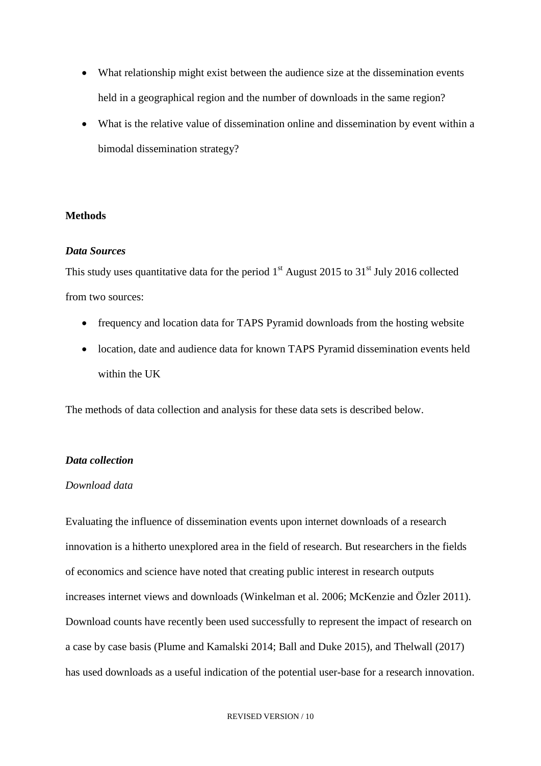- What relationship might exist between the audience size at the dissemination events held in a geographical region and the number of downloads in the same region?
- What is the relative value of dissemination online and dissemination by event within a bimodal dissemination strategy?

## Methods

### *Data Sources*

This study uses quantitative data for the period 1st August 2015 to 31st July 2016 collected from two sources:

- frequency and location data for TAPS Pyramid downloads from the hosting website
- location, date and audience data for known TAPS Pyramid dissemination events held within the UK

The methods of data collection and analysis for these data sets is described below.

### *Data collection*

*Download data*

Evaluating the influence of dissemination events upon internet downloads of a research innovation is a hitherto unexplored area in the field of research. But researchers in the fields of economics and science have noted that creating public interest in research outputs increases internet views and downloads (Winkelman et al. 2006; McKenzie and Özler 2011). Download counts have recently been used successfully to represent the impact of research on a case by case basis (Plume and Kamalski 2014; Ball and Duke 2015), and Thelwall (2017) has used downloads as a useful indication of the potential user-base for a research innovation.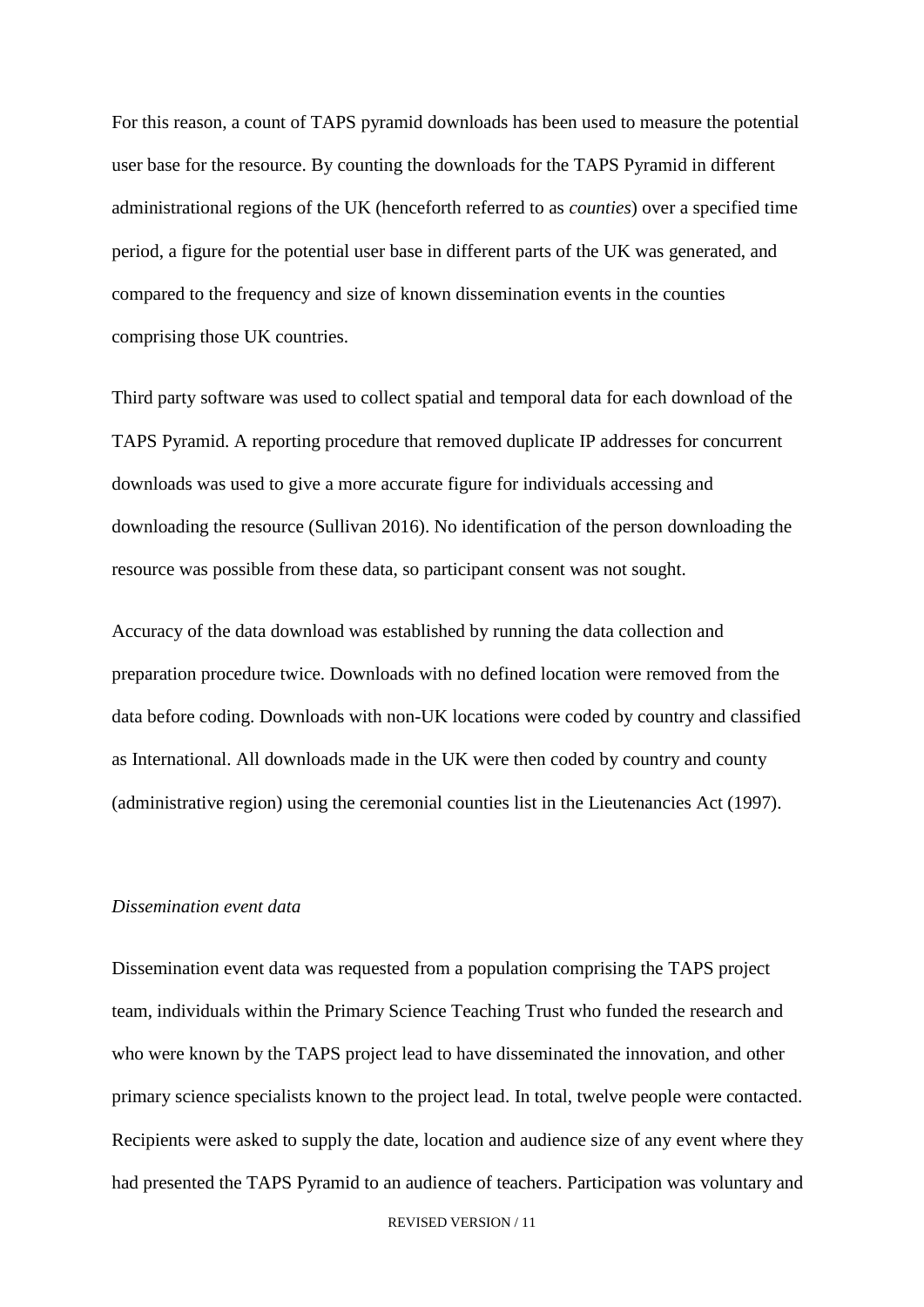For this reason, a count of TAPS pyramid downloads has been used to measure the potential user base for the resource. By counting the downloads for the TAPS Pyramid in different administrational regions of the UK (henceforth referred to as *counties*) over a specified time period, a figure for the potential user base in different parts of the UK was generated, and compared to the frequency and size of known dissemination events in the counties comprising those UK countries.

Third party software was used to collect spatial and temporal data for each download of the TAPS Pyramid. A reporting procedure that removed duplicate IP addresses for concurrent downloads was used to give a more accurate figure for individuals accessing and downloading the resource (Sullivan 2016). No identification of the person downloading the resource was possible from these data, so participant consent was not sought.

Accuracy of the data download was established by running the data collection and preparation procedure twice. Downloads with no defined location were removed from the data before coding. Downloads with non-UK locations were coded by country and classified as International. All downloads made in the UK were then coded by country and county (administrative region) using the ceremonial counties list in the Lieutenancies Act (1997).

*Dissemination event data*

Dissemination event data was requested from a population comprising the TAPS project team, individuals within the Primary Science Teaching Trust who funded the research and who were known by the TAPS project lead to have disseminated the innovation, and other primary science specialists known to the project lead. In total, twelve people were contacted. Recipients were asked to supply the date, location and audience size of any event where they had presented the TAPS Pyramid to an audience of teachers. Participation was voluntary and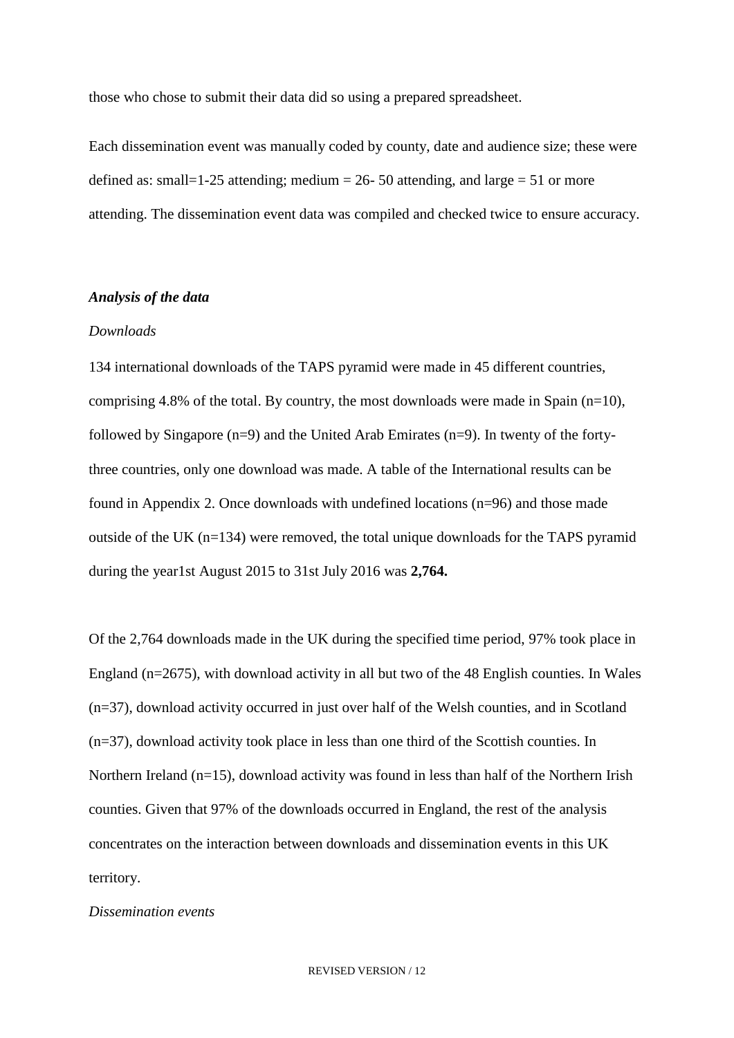those who chose to submit their data did so using a prepared spreadsheet.

Each dissemination event was manually coded by county, date and audience size; these were defined as: small=1-25 attending; medium = 26- 50 attending, and large = 51 or more attending. The dissemination event data was compiled and checked twice to ensure accuracy.

***Analysis of the data***

*Downloads*

134 international downloads of the TAPS pyramid were made in 45 different countries, comprising 4.8% of the total. By country, the most downloads were made in Spain (n=10), followed by Singapore (n=9) and the United Arab Emirates (n=9). In twenty of the forty-three countries, only one download was made. A table of the International results can be found in Appendix 2. Once downloads with undefined locations (n=96) and those made outside of the UK (n=134) were removed, the total unique downloads for the TAPS pyramid during the year1st August 2015 to 31st July 2016 was **2,764.**

Of the 2,764 downloads made in the UK during the specified time period, 97% took place in England (n=2675), with download activity in all but two of the 48 English counties. In Wales (n=37), download activity occurred in just over half of the Welsh counties, and in Scotland (n=37), download activity took place in less than one third of the Scottish counties. In Northern Ireland (n=15), download activity was found in less than half of the Northern Irish counties. Given that 97% of the downloads occurred in England, the rest of the analysis concentrates on the interaction between downloads and dissemination events in this UK territory.

*Dissemination events*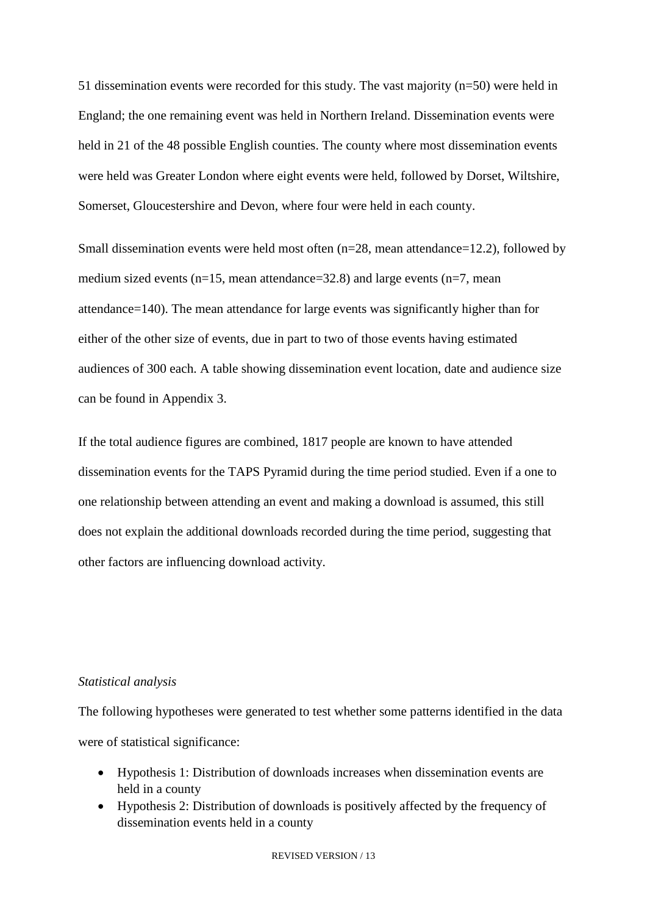51 dissemination events were recorded for this study. The vast majority (n=50) were held in England; the one remaining event was held in Northern Ireland. Dissemination events were held in 21 of the 48 possible English counties. The county where most dissemination events were held was Greater London where eight events were held, followed by Dorset, Wiltshire, Somerset, Gloucestershire and Devon, where four were held in each county.

Small dissemination events were held most often (n=28, mean attendance=12.2), followed by medium sized events (n=15, mean attendance=32.8) and large events (n=7, mean attendance=140). The mean attendance for large events was significantly higher than for either of the other size of events, due in part to two of those events having estimated audiences of 300 each. A table showing dissemination event location, date and audience size can be found in Appendix 3.

If the total audience figures are combined, 1817 people are known to have attended dissemination events for the TAPS Pyramid during the time period studied. Even if a one to one relationship between attending an event and making a download is assumed, this still does not explain the additional downloads recorded during the time period, suggesting that other factors are influencing download activity.

*Statistical analysis*

The following hypotheses were generated to test whether some patterns identified in the data were of statistical significance:

- Hypothesis 1: Distribution of downloads increases when dissemination events are held in a county
- Hypothesis 2: Distribution of downloads is positively affected by the frequency of dissemination events held in a county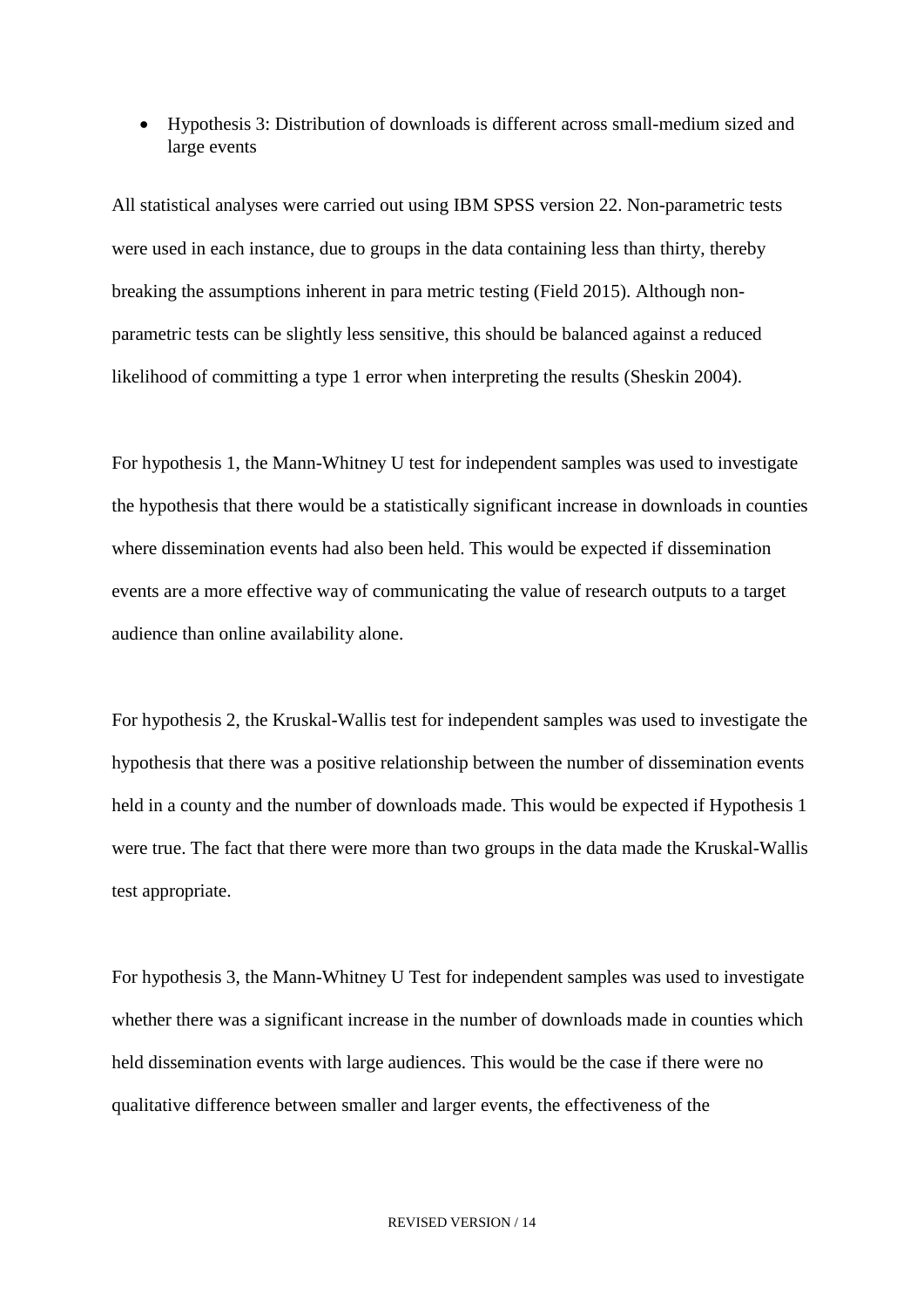- Hypothesis 3: Distribution of downloads is different across small-medium sized and large events

All statistical analyses were carried out using IBM SPSS version 22. Non-parametric tests were used in each instance, due to groups in the data containing less than thirty, thereby breaking the assumptions inherent in para metric testing (Field 2015). Although non-parametric tests can be slightly less sensitive, this should be balanced against a reduced likelihood of committing a type 1 error when interpreting the results (Sheskin 2004).

For hypothesis 1, the Mann-Whitney U test for independent samples was used to investigate the hypothesis that there would be a statistically significant increase in downloads in counties where dissemination events had also been held. This would be expected if dissemination events are a more effective way of communicating the value of research outputs to a target audience than online availability alone.

For hypothesis 2, the Kruskal-Wallis test for independent samples was used to investigate the hypothesis that there was a positive relationship between the number of dissemination events held in a county and the number of downloads made. This would be expected if Hypothesis 1 were true. The fact that there were more than two groups in the data made the Kruskal-Wallis test appropriate.

For hypothesis 3, the Mann-Whitney U Test for independent samples was used to investigate whether there was a significant increase in the number of downloads made in counties which held dissemination events with large audiences. This would be the case if there were no qualitative difference between smaller and larger events, the effectiveness of the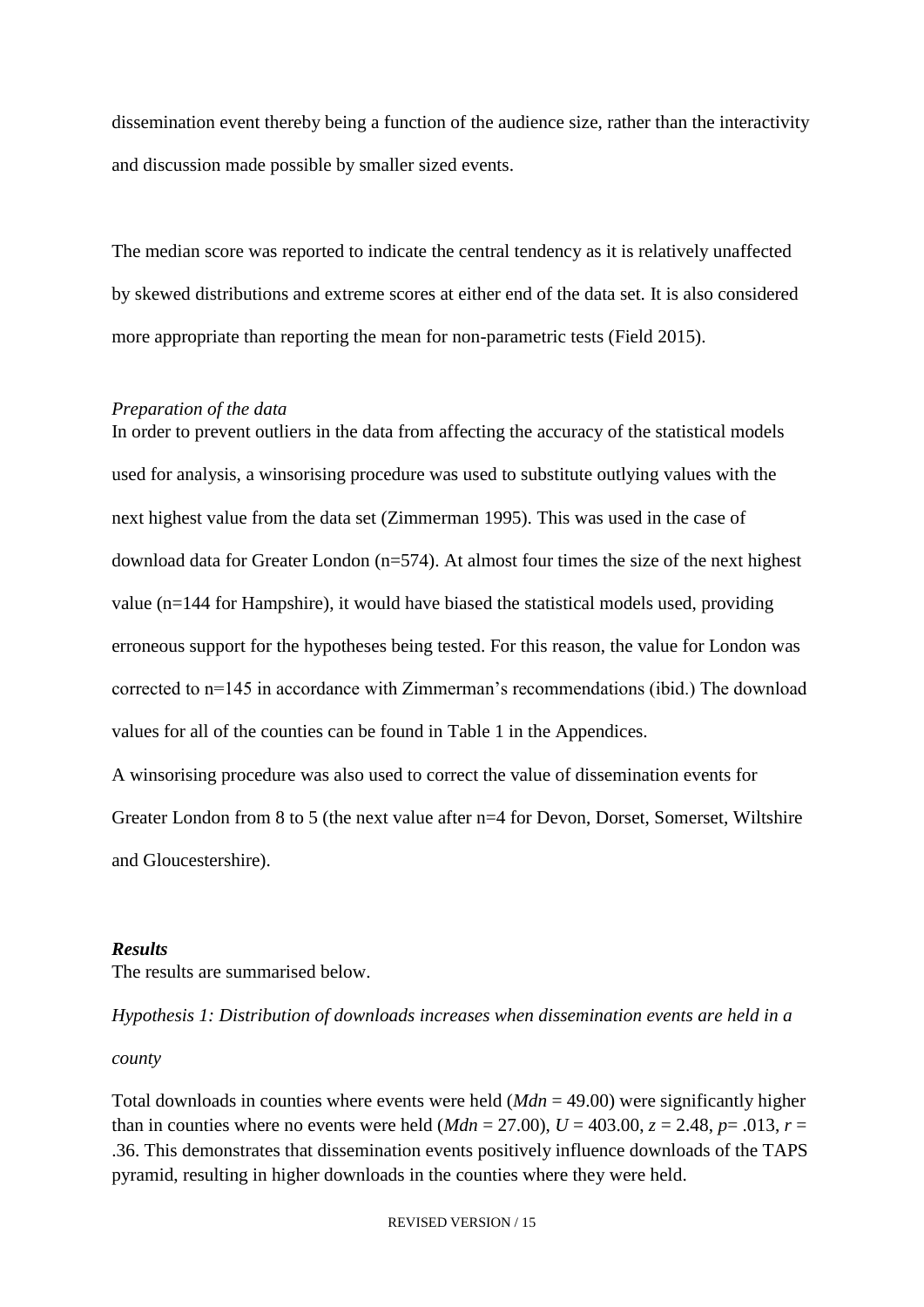dissemination event thereby being a function of the audience size, rather than the interactivity and discussion made possible by smaller sized events.

The median score was reported to indicate the central tendency as it is relatively unaffected by skewed distributions and extreme scores at either end of the data set. It is also considered more appropriate than reporting the mean for non-parametric tests (Field 2015).

*Preparation of the data*

In order to prevent outliers in the data from affecting the accuracy of the statistical models used for analysis, a winsorising procedure was used to substitute outlying values with the next highest value from the data set (Zimmerman 1995). This was used in the case of download data for Greater London (n=574). At almost four times the size of the next highest value (n=144 for Hampshire), it would have biased the statistical models used, providing erroneous support for the hypotheses being tested. For this reason, the value for London was corrected to n=145 in accordance with Zimmerman's recommendations (ibid.) The download values for all of the counties can be found in Table 1 in the Appendices.

A winsorising procedure was also used to correct the value of dissemination events for Greater London from 8 to 5 (the next value after n=4 for Devon, Dorset, Somerset, Wiltshire and Gloucestershire).

***Results***

The results are summarised below.

*Hypothesis 1: Distribution of downloads increases when dissemination events are held in a county*

Total downloads in counties where events were held ($Mdn$ = 49.00) were significantly higher than in counties where no events were held ($Mdn$ = 27.00), $U$ = 403.00, $z$ = 2.48, $p$= .013, $r$ = .36. This demonstrates that dissemination events positively influence downloads of the TAPS pyramid, resulting in higher downloads in the counties where they were held.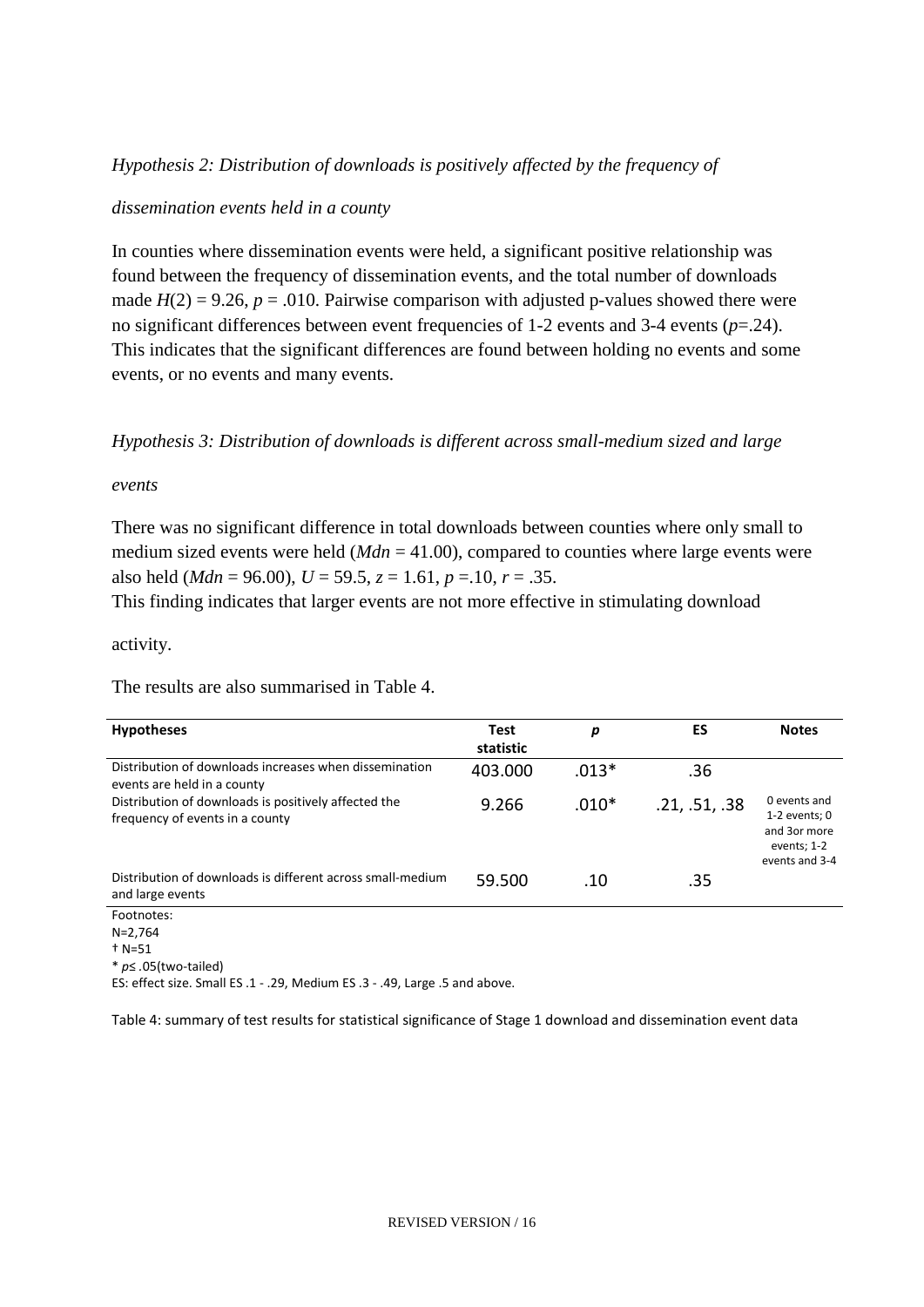*Hypothesis 2: Distribution of downloads is positively affected by the frequency of dissemination events held in a county*

In counties where dissemination events were held, a significant positive relationship was found between the frequency of dissemination events, and the total number of downloads made $H(2) = 9.26$, $p = .010$. Pairwise comparison with adjusted p-values showed there were no significant differences between event frequencies of 1-2 events and 3-4 events ($p$=.24). This indicates that the significant differences are found between holding no events and some events, or no events and many events.

*Hypothesis 3: Distribution of downloads is different across small-medium sized and large events*

There was no significant difference in total downloads between counties where only small to medium sized events were held ($Mdn$ = 41.00), compared to counties where large events were also held ($Mdn$ = 96.00), $U$ = 59.5, $z$ = 1.61, $p$ =.10, $r$ = .35.
This finding indicates that larger events are not more effective in stimulating download activity.

The results are also summarised in Table 4.

| **Hypotheses** | **Test statistic** | ***p*** | **ES** | **Notes** |
|---|---|---|---|---|
| Distribution of downloads increases when dissemination events are held in a county | 403.000 | .013* | .36 | |
| Distribution of downloads is positively affected the frequency of events in a county | 9.266 | .010* | .21, .51, .38 | 0 events and 1-2 events; 0 and 3or more events; 1-2 events and 3-4 |
| Distribution of downloads is different across small-medium and large events | 59.500 | .10 | .35 | |

Footnotes:
N=2,764
† N=51
* $p \leq .05$(two-tailed)
ES: effect size. Small ES .1 - .29, Medium ES .3 - .49, Large .5 and above.

Table 4: summary of test results for statistical significance of Stage 1 download and dissemination event data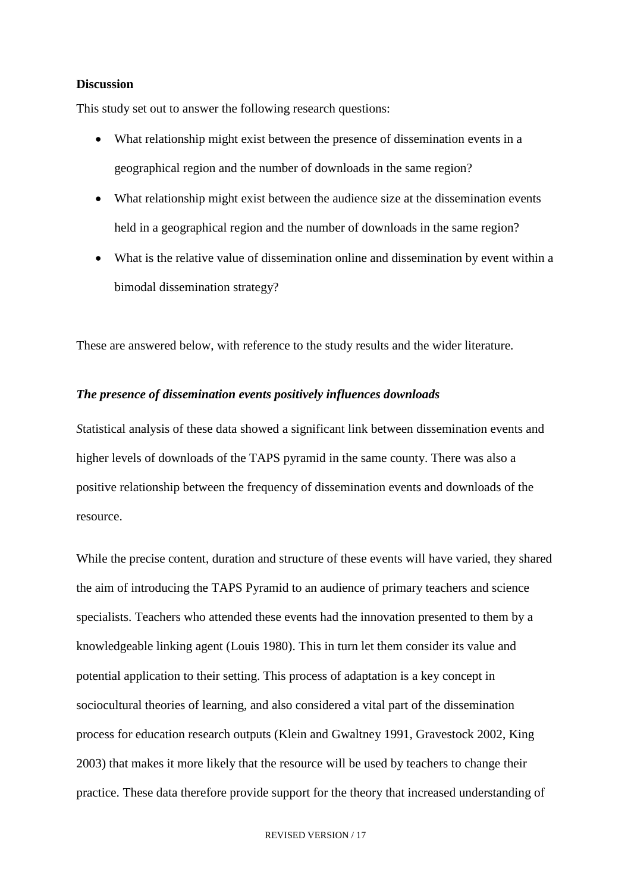**Discussion**

This study set out to answer the following research questions:

- What relationship might exist between the presence of dissemination events in a geographical region and the number of downloads in the same region?
- What relationship might exist between the audience size at the dissemination events held in a geographical region and the number of downloads in the same region?
- What is the relative value of dissemination online and dissemination by event within a bimodal dissemination strategy?

These are answered below, with reference to the study results and the wider literature.

***The presence of dissemination events positively influences downloads***

*S*tatistical analysis of these data showed a significant link between dissemination events and higher levels of downloads of the TAPS pyramid in the same county. There was also a positive relationship between the frequency of dissemination events and downloads of the resource.

While the precise content, duration and structure of these events will have varied, they shared the aim of introducing the TAPS Pyramid to an audience of primary teachers and science specialists. Teachers who attended these events had the innovation presented to them by a knowledgeable linking agent (Louis 1980). This in turn let them consider its value and potential application to their setting. This process of adaptation is a key concept in sociocultural theories of learning, and also considered a vital part of the dissemination process for education research outputs (Klein and Gwaltney 1991, Gravestock 2002, King 2003) that makes it more likely that the resource will be used by teachers to change their practice. These data therefore provide support for the theory that increased understanding of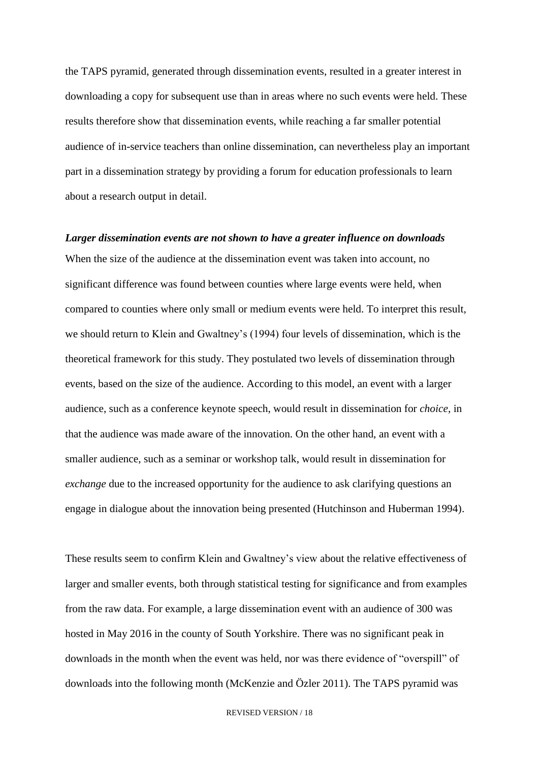the TAPS pyramid, generated through dissemination events, resulted in a greater interest in downloading a copy for subsequent use than in areas where no such events were held. These results therefore show that dissemination events, while reaching a far smaller potential audience of in-service teachers than online dissemination, can nevertheless play an important part in a dissemination strategy by providing a forum for education professionals to learn about a research output in detail.

***Larger dissemination events are not shown to have a greater influence on downloads***

When the size of the audience at the dissemination event was taken into account, no significant difference was found between counties where large events were held, when compared to counties where only small or medium events were held. To interpret this result, we should return to Klein and Gwaltney's (1994) four levels of dissemination, which is the theoretical framework for this study. They postulated two levels of dissemination through events, based on the size of the audience. According to this model, an event with a larger audience, such as a conference keynote speech, would result in dissemination for *choice*, in that the audience was made aware of the innovation. On the other hand, an event with a smaller audience, such as a seminar or workshop talk, would result in dissemination for *exchange* due to the increased opportunity for the audience to ask clarifying questions an engage in dialogue about the innovation being presented (Hutchinson and Huberman 1994).

These results seem to confirm Klein and Gwaltney's view about the relative effectiveness of larger and smaller events, both through statistical testing for significance and from examples from the raw data. For example, a large dissemination event with an audience of 300 was hosted in May 2016 in the county of South Yorkshire. There was no significant peak in downloads in the month when the event was held, nor was there evidence of "overspill" of downloads into the following month (McKenzie and Özler 2011). The TAPS pyramid was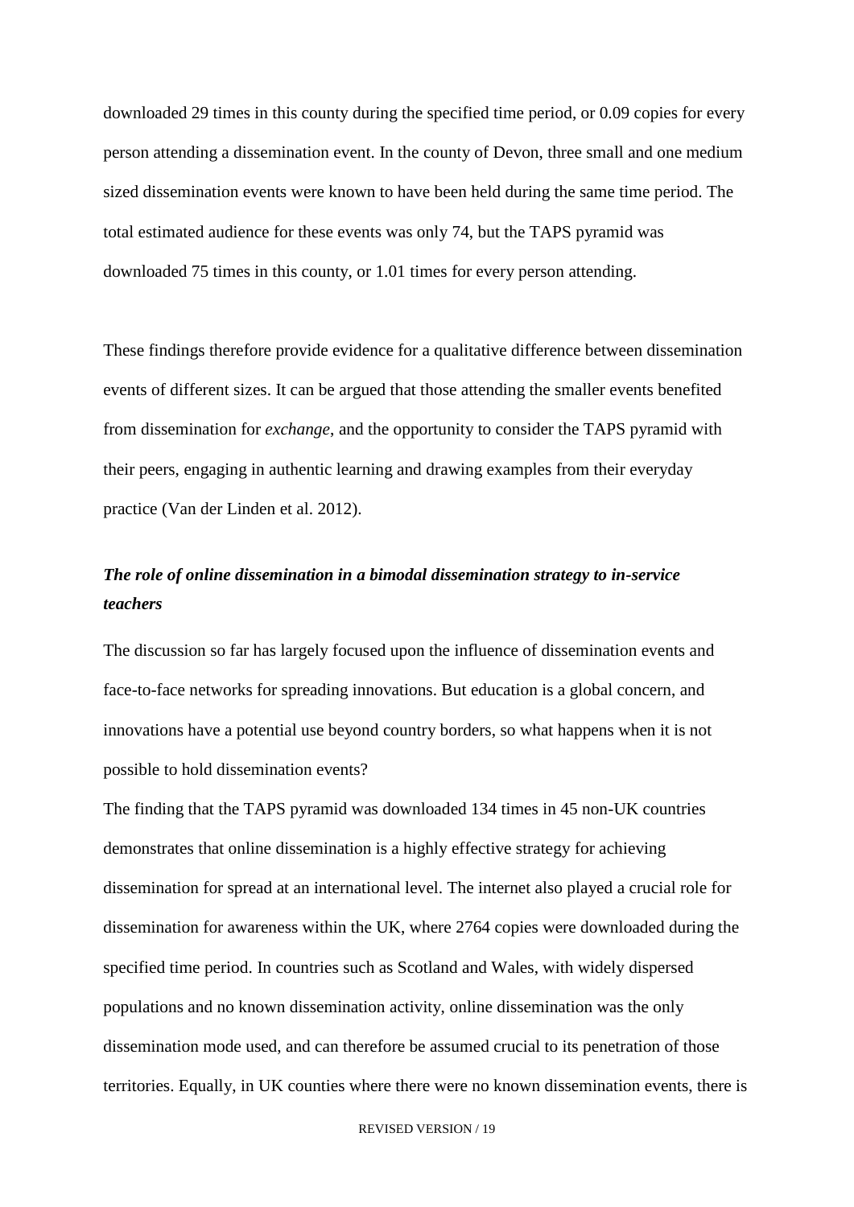downloaded 29 times in this county during the specified time period, or 0.09 copies for every person attending a dissemination event. In the county of Devon, three small and one medium sized dissemination events were known to have been held during the same time period. The total estimated audience for these events was only 74, but the TAPS pyramid was downloaded 75 times in this county, or 1.01 times for every person attending.

These findings therefore provide evidence for a qualitative difference between dissemination events of different sizes. It can be argued that those attending the smaller events benefited from dissemination for *exchange*, and the opportunity to consider the TAPS pyramid with their peers, engaging in authentic learning and drawing examples from their everyday practice (Van der Linden et al. 2012).

### *The role of online dissemination in a bimodal dissemination strategy to in-service teachers*

The discussion so far has largely focused upon the influence of dissemination events and face-to-face networks for spreading innovations. But education is a global concern, and innovations have a potential use beyond country borders, so what happens when it is not possible to hold dissemination events?

The finding that the TAPS pyramid was downloaded 134 times in 45 non-UK countries demonstrates that online dissemination is a highly effective strategy for achieving dissemination for spread at an international level. The internet also played a crucial role for dissemination for awareness within the UK, where 2764 copies were downloaded during the specified time period. In countries such as Scotland and Wales, with widely dispersed populations and no known dissemination activity, online dissemination was the only dissemination mode used, and can therefore be assumed crucial to its penetration of those territories. Equally, in UK counties where there were no known dissemination events, there is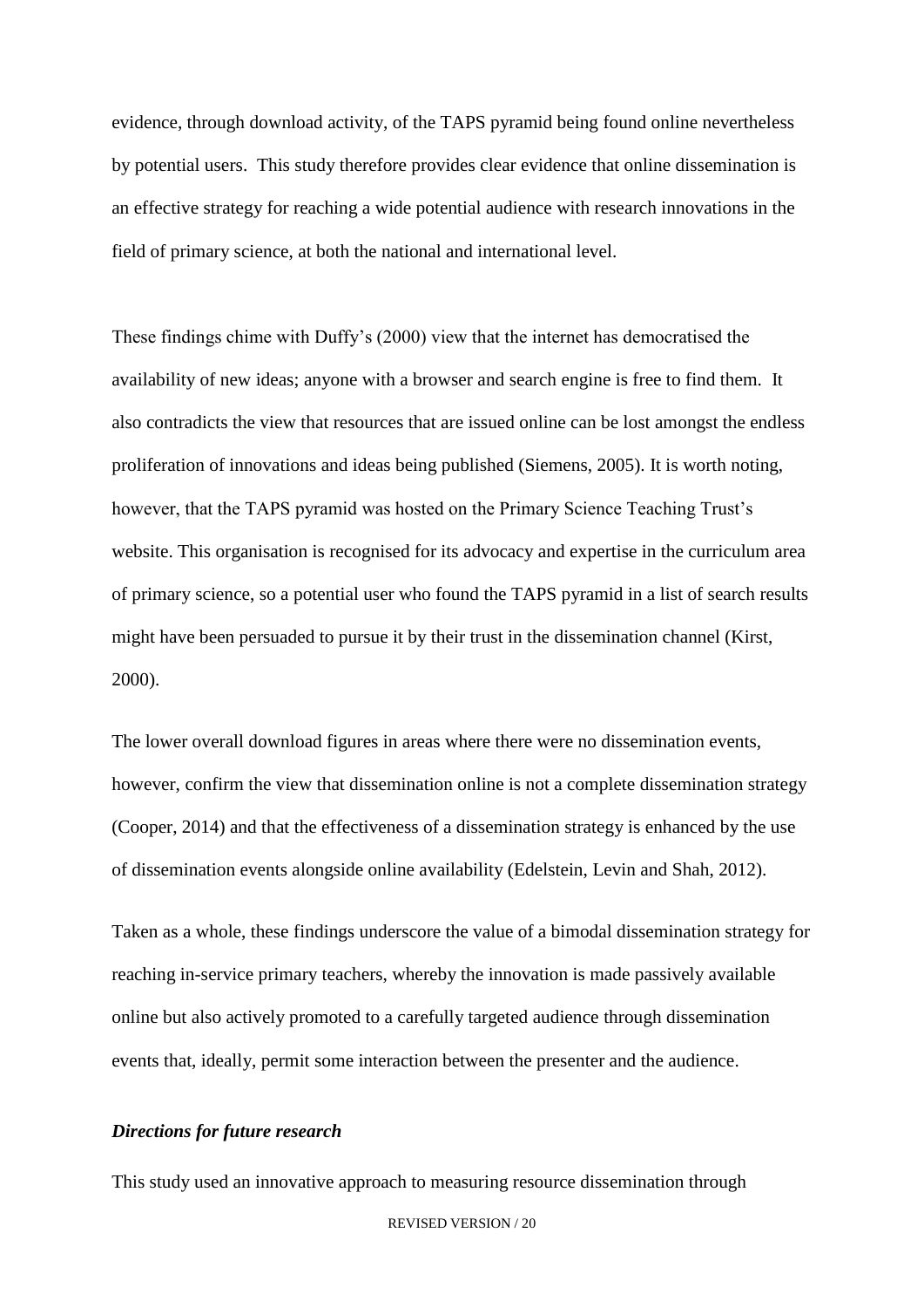evidence, through download activity, of the TAPS pyramid being found online nevertheless by potential users. This study therefore provides clear evidence that online dissemination is an effective strategy for reaching a wide potential audience with research innovations in the field of primary science, at both the national and international level.

These findings chime with Duffy's (2000) view that the internet has democratised the availability of new ideas; anyone with a browser and search engine is free to find them. It also contradicts the view that resources that are issued online can be lost amongst the endless proliferation of innovations and ideas being published (Siemens, 2005). It is worth noting, however, that the TAPS pyramid was hosted on the Primary Science Teaching Trust's website. This organisation is recognised for its advocacy and expertise in the curriculum area of primary science, so a potential user who found the TAPS pyramid in a list of search results might have been persuaded to pursue it by their trust in the dissemination channel (Kirst, 2000).

The lower overall download figures in areas where there were no dissemination events, however, confirm the view that dissemination online is not a complete dissemination strategy (Cooper, 2014) and that the effectiveness of a dissemination strategy is enhanced by the use of dissemination events alongside online availability (Edelstein, Levin and Shah, 2012).

Taken as a whole, these findings underscore the value of a bimodal dissemination strategy for reaching in-service primary teachers, whereby the innovation is made passively available online but also actively promoted to a carefully targeted audience through dissemination events that, ideally, permit some interaction between the presenter and the audience.

### *Directions for future research*

This study used an innovative approach to measuring resource dissemination through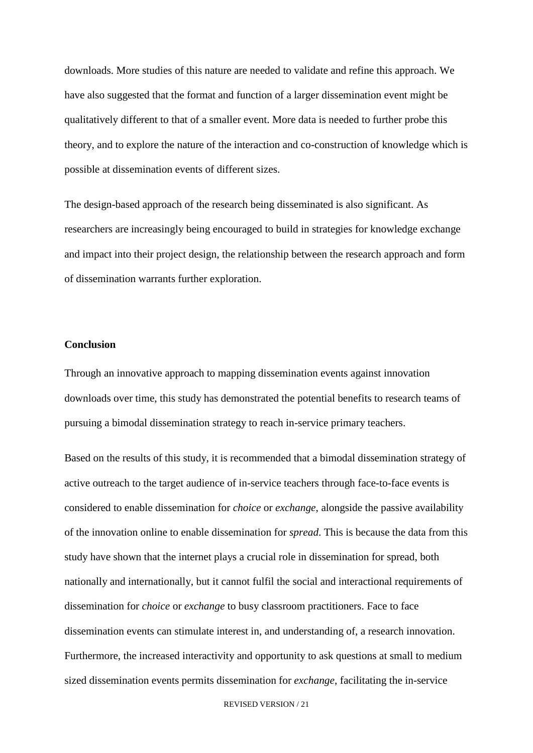downloads. More studies of this nature are needed to validate and refine this approach. We have also suggested that the format and function of a larger dissemination event might be qualitatively different to that of a smaller event. More data is needed to further probe this theory, and to explore the nature of the interaction and co-construction of knowledge which is possible at dissemination events of different sizes.

The design-based approach of the research being disseminated is also significant. As researchers are increasingly being encouraged to build in strategies for knowledge exchange and impact into their project design, the relationship between the research approach and form of dissemination warrants further exploration.

## Conclusion

Through an innovative approach to mapping dissemination events against innovation downloads over time, this study has demonstrated the potential benefits to research teams of pursuing a bimodal dissemination strategy to reach in-service primary teachers.

Based on the results of this study, it is recommended that a bimodal dissemination strategy of active outreach to the target audience of in-service teachers through face-to-face events is considered to enable dissemination for *choice* or *exchange,* alongside the passive availability of the innovation online to enable dissemination for *spread*. This is because the data from this study have shown that the internet plays a crucial role in dissemination for spread, both nationally and internationally, but it cannot fulfil the social and interactional requirements of dissemination for *choice* or *exchange* to busy classroom practitioners. Face to face dissemination events can stimulate interest in, and understanding of, a research innovation. Furthermore, the increased interactivity and opportunity to ask questions at small to medium sized dissemination events permits dissemination for *exchange*, facilitating the in-service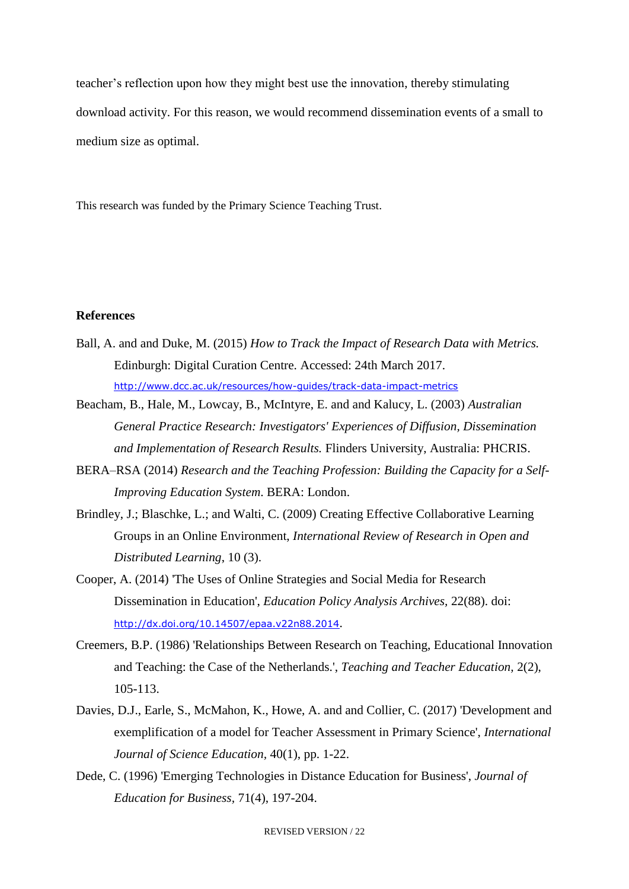teacher's reflection upon how they might best use the innovation, thereby stimulating download activity. For this reason, we would recommend dissemination events of a small to medium size as optimal.

This research was funded by the Primary Science Teaching Trust.

## References

Ball, A. and and Duke, M. (2015) *How to Track the Impact of Research Data with Metrics.* Edinburgh: Digital Curation Centre. Accessed: 24th March 2017. http://www.dcc.ac.uk/resources/how-guides/track-data-impact-metrics

Beacham, B., Hale, M., Lowcay, B., McIntyre, E. and and Kalucy, L. (2003) *Australian General Practice Research: Investigators' Experiences of Diffusion, Dissemination and Implementation of Research Results.* Flinders University, Australia: PHCRIS.

BERA–RSA (2014) *Research and the Teaching Profession: Building the Capacity for a Self-Improving Education System*. BERA: London.

Brindley, J.; Blaschke, L.; and Walti, C. (2009) Creating Effective Collaborative Learning Groups in an Online Environment, *International Review of Research in Open and Distributed Learning*, 10 (3).

Cooper, A. (2014) 'The Uses of Online Strategies and Social Media for Research Dissemination in Education', *Education Policy Analysis Archives,* 22(88). doi: http://dx.doi.org/10.14507/epaa.v22n88.2014.

Creemers, B.P. (1986) 'Relationships Between Research on Teaching, Educational Innovation and Teaching: the Case of the Netherlands.', *Teaching and Teacher Education,* 2(2), 105-113.

Davies, D.J., Earle, S., McMahon, K., Howe, A. and and Collier, C. (2017) 'Development and exemplification of a model for Teacher Assessment in Primary Science', *International Journal of Science Education,* 40(1), pp. 1-22.

Dede, C. (1996) 'Emerging Technologies in Distance Education for Business', *Journal of Education for Business*, 71(4), 197-204.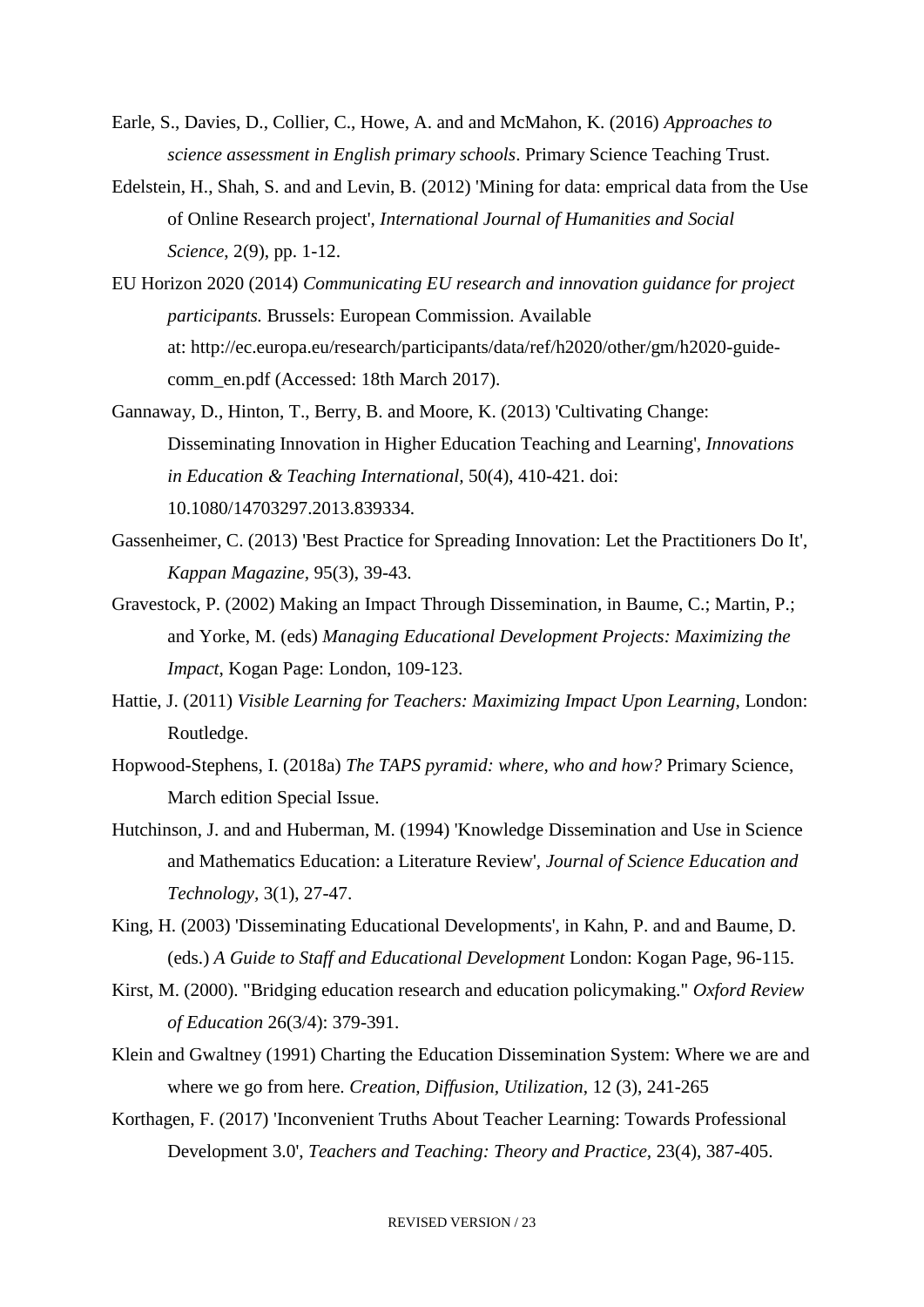Earle, S., Davies, D., Collier, C., Howe, A. and and McMahon, K. (2016) *Approaches to science assessment in English primary schools*. Primary Science Teaching Trust.

Edelstein, H., Shah, S. and and Levin, B. (2012) 'Mining for data: emprical data from the Use of Online Research project', *International Journal of Humanities and Social Science*, 2(9), pp. 1-12.

EU Horizon 2020 (2014) *Communicating EU research and innovation guidance for project participants.* Brussels: European Commission. Available at: http://ec.europa.eu/research/participants/data/ref/h2020/other/gm/h2020-guide-comm_en.pdf (Accessed: 18th March 2017).

Gannaway, D., Hinton, T., Berry, B. and Moore, K. (2013) 'Cultivating Change: Disseminating Innovation in Higher Education Teaching and Learning', *Innovations in Education & Teaching International*, 50(4), 410-421. doi: 10.1080/14703297.2013.839334.

Gassenheimer, C. (2013) 'Best Practice for Spreading Innovation: Let the Practitioners Do It', *Kappan Magazine*, 95(3), 39-43.

Gravestock, P. (2002) Making an Impact Through Dissemination, in Baume, C.; Martin, P.; and Yorke, M. (eds) *Managing Educational Development Projects: Maximizing the Impact*, Kogan Page: London, 109-123.

Hattie, J. (2011) *Visible Learning for Teachers: Maximizing Impact Upon Learning*, London: Routledge.

Hopwood-Stephens, I. (2018a) *The TAPS pyramid: where, who and how?* Primary Science, March edition Special Issue.

Hutchinson, J. and and Huberman, M. (1994) 'Knowledge Dissemination and Use in Science and Mathematics Education: a Literature Review', *Journal of Science Education and Technology*, 3(1), 27-47.

King, H. (2003) 'Disseminating Educational Developments', in Kahn, P. and and Baume, D. (eds.) *A Guide to Staff and Educational Development* London: Kogan Page, 96-115.

Kirst, M. (2000). "Bridging education research and education policymaking." *Oxford Review of Education* 26(3/4): 379-391.

Klein and Gwaltney (1991) Charting the Education Dissemination System: Where we are and where we go from here. *Creation, Diffusion, Utilization*, 12 (3), 241-265

Korthagen, F. (2017) 'Inconvenient Truths About Teacher Learning: Towards Professional Development 3.0', *Teachers and Teaching: Theory and Practice*, 23(4), 387-405.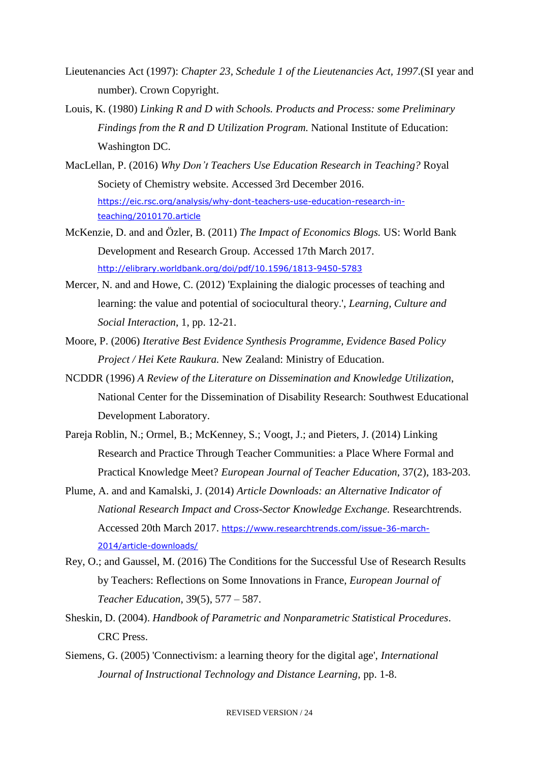Lieutenancies Act (1997): *Chapter 23, Schedule 1 of the Lieutenancies Act, 1997*.(SI year and number). Crown Copyright.

Louis, K. (1980) *Linking R and D with Schools. Products and Process: some Preliminary Findings from the R and D Utilization Program.* National Institute of Education: Washington DC.

MacLellan, P. (2016) *Why Don't Teachers Use Education Research in Teaching?* Royal Society of Chemistry website. Accessed 3rd December 2016. https://eic.rsc.org/analysis/why-dont-teachers-use-education-research-in-teaching/2010170.article

McKenzie, D. and and Özler, B. (2011) *The Impact of Economics Blogs.* US: World Bank Development and Research Group. Accessed 17th March 2017. http://elibrary.worldbank.org/doi/pdf/10.1596/1813-9450-5783

Mercer, N. and and Howe, C. (2012) 'Explaining the dialogic processes of teaching and learning: the value and potential of sociocultural theory.', *Learning, Culture and Social Interaction*, 1, pp. 12-21.

Moore, P. (2006) *Iterative Best Evidence Synthesis Programme, Evidence Based Policy Project / Hei Kete Raukura.* New Zealand: Ministry of Education.

NCDDR (1996) *A Review of the Literature on Dissemination and Knowledge Utilization*, National Center for the Dissemination of Disability Research: Southwest Educational Development Laboratory.

Pareja Roblin, N.; Ormel, B.; McKenney, S.; Voogt, J.; and Pieters, J. (2014) Linking Research and Practice Through Teacher Communities: a Place Where Formal and Practical Knowledge Meet? *European Journal of Teacher Education*, 37(2), 183-203.

Plume, A. and and Kamalski, J. (2014) *Article Downloads: an Alternative Indicator of National Research Impact and Cross-Sector Knowledge Exchange.* Researchtrends. Accessed 20th March 2017. https://www.researchtrends.com/issue-36-march-2014/article-downloads/

Rey, O.; and Gaussel, M. (2016) The Conditions for the Successful Use of Research Results by Teachers: Reflections on Some Innovations in France, *European Journal of Teacher Education*, 39(5), 577 – 587.

Sheskin, D. (2004). *Handbook of Parametric and Nonparametric Statistical Procedures*. CRC Press.

Siemens, G. (2005) 'Connectivism: a learning theory for the digital age', *International Journal of Instructional Technology and Distance Learning*, pp. 1-8.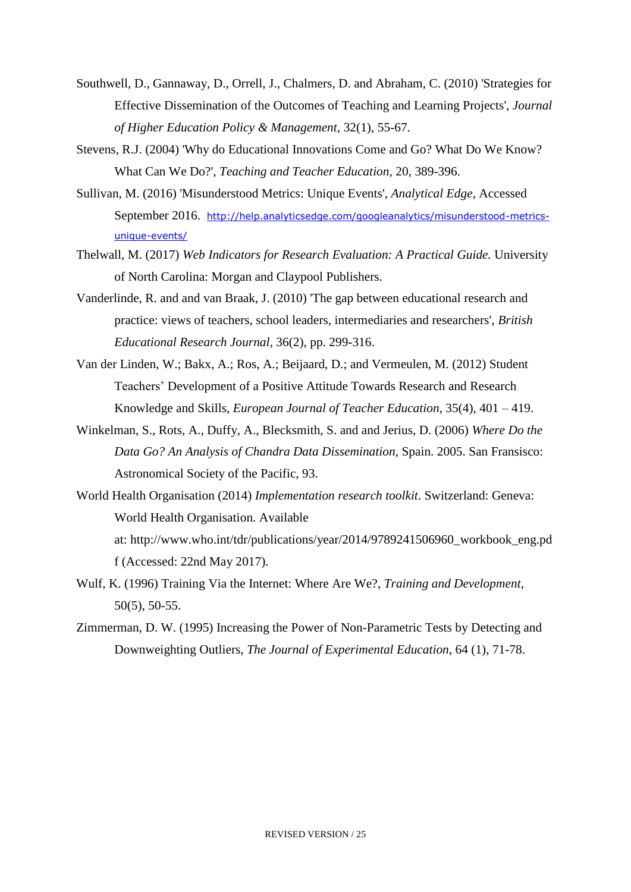Southwell, D., Gannaway, D., Orrell, J., Chalmers, D. and Abraham, C. (2010) 'Strategies for Effective Dissemination of the Outcomes of Teaching and Learning Projects', *Journal of Higher Education Policy & Management*, 32(1), 55-67.

Stevens, R.J. (2004) 'Why do Educational Innovations Come and Go? What Do We Know? What Can We Do?', *Teaching and Teacher Education*, 20, 389-396.

Sullivan, M. (2016) 'Misunderstood Metrics: Unique Events', *Analytical Edge*, Accessed September 2016. http://help.analyticsedge.com/googleanalytics/misunderstood-metrics-unique-events/

Thelwall, M. (2017) *Web Indicators for Research Evaluation: A Practical Guide.* University of North Carolina: Morgan and Claypool Publishers.

Vanderlinde, R. and and van Braak, J. (2010) 'The gap between educational research and practice: views of teachers, school leaders, intermediaries and researchers', *British Educational Research Journal*, 36(2), pp. 299-316.

Van der Linden, W.; Bakx, A.; Ros, A.; Beijaard, D.; and Vermeulen, M. (2012) Student Teachers' Development of a Positive Attitude Towards Research and Research Knowledge and Skills, *European Journal of Teacher Education*, 35(4), 401 – 419.

Winkelman, S., Rots, A., Duffy, A., Blecksmith, S. and and Jerius, D. (2006) *Where Do the Data Go? An Analysis of Chandra Data Dissemination*, Spain. 2005. San Fransisco: Astronomical Society of the Pacific, 93.

World Health Organisation (2014) *Implementation research toolkit*. Switzerland: Geneva: World Health Organisation. Available at: http://www.who.int/tdr/publications/year/2014/9789241506960_workbook_eng.pdf (Accessed: 22nd May 2017).

Wulf, K. (1996) Training Via the Internet: Where Are We?, *Training and Development*, 50(5), 50-55.

Zimmerman, D. W. (1995) Increasing the Power of Non-Parametric Tests by Detecting and Downweighting Outliers, *The Journal of Experimental Education*, 64 (1), 71-78.